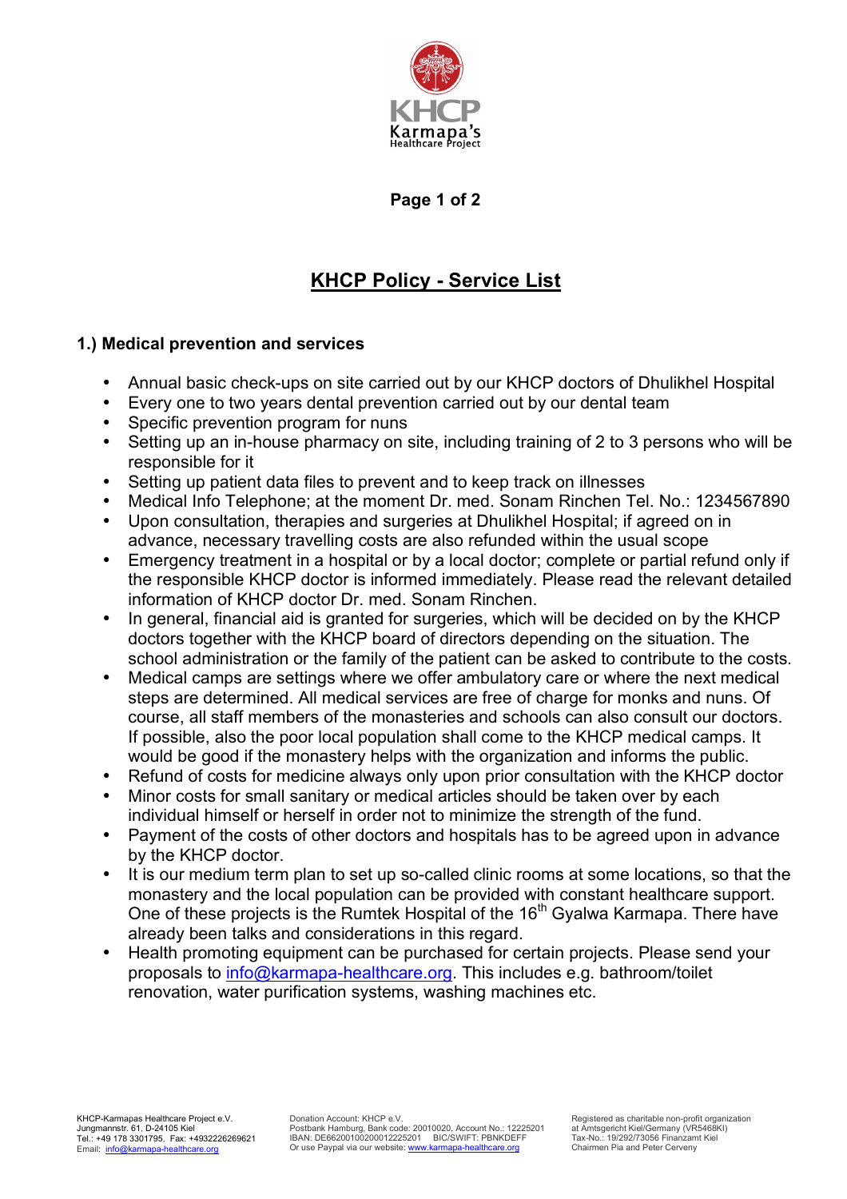# KHCP Policy - Service List

## 1.) Medical prevention and services

- Annual basic check-ups on site carried out by our KHCP doctors of Dhulikhel Hospital
- Every one to two years dental prevention carried out by our dental team
- Specific prevention program for nuns
- Setting up an in-house pharmacy on site, including training of 2 to 3 persons who will be responsible for it
- Setting up patient data files to prevent and to keep track on illnesses
- Medical Info Telephone; at the moment Dr. med. Sonam Rinchen Tel. No.: 1234567890
- Upon consultation, therapies and surgeries at Dhulikhel Hospital; if agreed on in advance, necessary travelling costs are also refunded within the usual scope
- Emergency treatment in a hospital or by a local doctor; complete or partial refund only if the responsible KHCP doctor is informed immediately. Please read the relevant detailed information of KHCP doctor Dr. med. Sonam Rinchen.
- In general, financial aid is granted for surgeries, which will be decided on by the KHCP doctors together with the KHCP board of directors depending on the situation. The school administration or the family of the patient can be asked to contribute to the costs.
- Medical camps are settings where we offer ambulatory care or where the next medical steps are determined. All medical services are free of charge for monks and nuns. Of course, all staff members of the monasteries and schools can also consult our doctors. If possible, also the poor local population shall come to the KHCP medical camps. It would be good if the monastery helps with the organization and informs the public.
- Refund of costs for medicine always only upon prior consultation with the KHCP doctor
- Minor costs for small sanitary or medical articles should be taken over by each individual himself or herself in order not to minimize the strength of the fund.
- Payment of the costs of other doctors and hospitals has to be agreed upon in advance by the KHCP doctor.
- It is our medium term plan to set up so-called clinic rooms at some locations, so that the monastery and the local population can be provided with constant healthcare support. One of these projects is the Rumtek Hospital of the 16th Gyalwa Karmapa. There have already been talks and considerations in this regard.
- Health promoting equipment can be purchased for certain projects. Please send your proposals to info@karmapa-healthcare.org. This includes e.g. bathroom/toilet renovation, water purification systems, washing machines etc.

KHCP-Karmapas Healthcare Project e.V.
Jungmannstr. 61, D-24105 Kiel
Tel.: +49 178 3301795, Fax: +4932226269621
Email: info@karmapa-healthcare.org

Donation Account: KHCP e.V.
Postbank Hamburg, Bank code: 20010020, Account No.: 12225201
IBAN: DE66200100200012225201 BIC/SWIFT: PBNKDEFF
Or use Paypal via our website: www.karmapa-healthcare.org

Registered as charitable non-profit organization
at Amtsgericht Kiel/Germany (VR5468KI)
Tax-No.: 19/292/73056 Finanzamt Kiel
Chairmen Pia and Peter Cerveny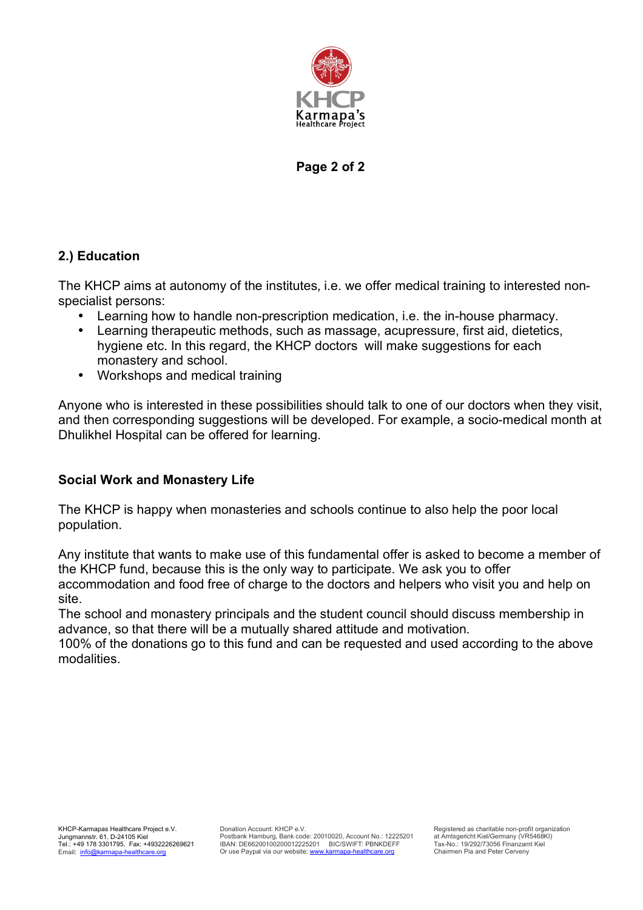## 2.) Education

The KHCP aims at autonomy of the institutes, i.e. we offer medical training to interested non-specialist persons:

- Learning how to handle non-prescription medication, i.e. the in-house pharmacy.
- Learning therapeutic methods, such as massage, acupressure, first aid, dietetics, hygiene etc. In this regard, the KHCP doctors will make suggestions for each monastery and school.
- Workshops and medical training

Anyone who is interested in these possibilities should talk to one of our doctors when they visit, and then corresponding suggestions will be developed. For example, a socio-medical month at Dhulikhel Hospital can be offered for learning.

## Social Work and Monastery Life

The KHCP is happy when monasteries and schools continue to also help the poor local population.

Any institute that wants to make use of this fundamental offer is asked to become a member of the KHCP fund, because this is the only way to participate. We ask you to offer accommodation and food free of charge to the doctors and helpers who visit you and help on site.
The school and monastery principals and the student council should discuss membership in advance, so that there will be a mutually shared attitude and motivation.
100% of the donations go to this fund and can be requested and used according to the above modalities.